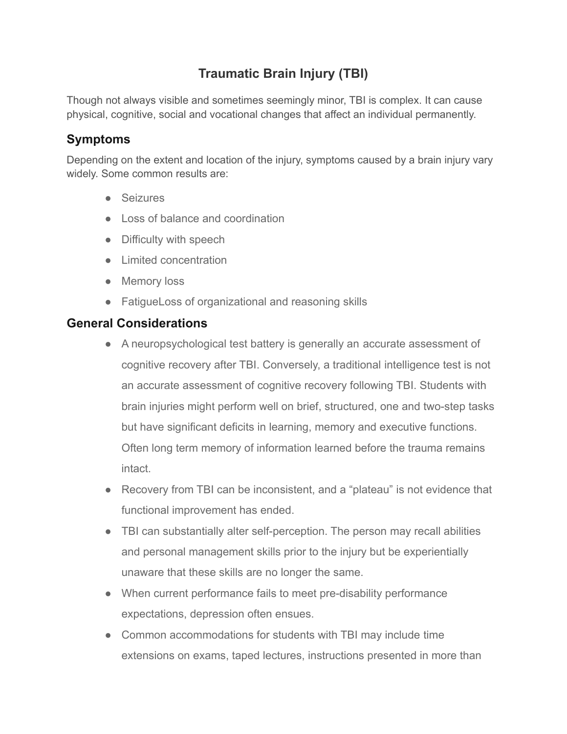# Traumatic Brain Injury (TBI)

Though not always visible and sometimes seemingly minor, TBI is complex. It can cause physical, cognitive, social and vocational changes that affect an individual permanently.

## Symptoms

Depending on the extent and location of the injury, symptoms caused by a brain injury vary widely. Some common results are:

- Seizures
- Loss of balance and coordination
- Difficulty with speech
- Limited concentration
- Memory loss
- FatigueLoss of organizational and reasoning skills

## General Considerations

- A neuropsychological test battery is generally an accurate assessment of cognitive recovery after TBI. Conversely, a traditional intelligence test is not an accurate assessment of cognitive recovery following TBI. Students with brain injuries might perform well on brief, structured, one and two-step tasks but have significant deficits in learning, memory and executive functions. Often long term memory of information learned before the trauma remains intact.
- Recovery from TBI can be inconsistent, and a "plateau" is not evidence that functional improvement has ended.
- TBI can substantially alter self-perception. The person may recall abilities and personal management skills prior to the injury but be experientially unaware that these skills are no longer the same.
- When current performance fails to meet pre-disability performance expectations, depression often ensues.
- Common accommodations for students with TBI may include time extensions on exams, taped lectures, instructions presented in more than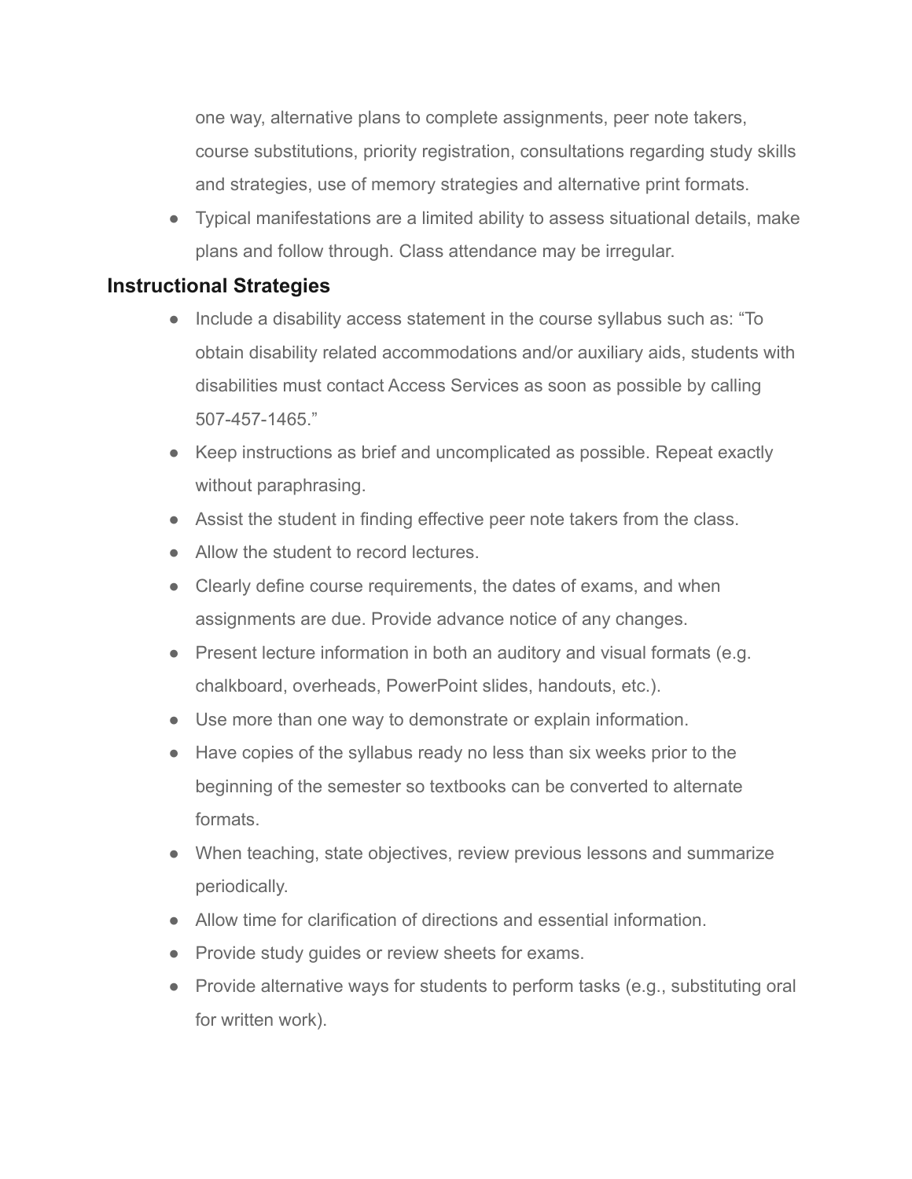one way, alternative plans to complete assignments, peer note takers, course substitutions, priority registration, consultations regarding study skills and strategies, use of memory strategies and alternative print formats.

- Typical manifestations are a limited ability to assess situational details, make plans and follow through. Class attendance may be irregular.

## Instructional Strategies

- Include a disability access statement in the course syllabus such as: "To obtain disability related accommodations and/or auxiliary aids, students with disabilities must contact Access Services as soon as possible by calling 507-457-1465."
- Keep instructions as brief and uncomplicated as possible. Repeat exactly without paraphrasing.
- Assist the student in finding effective peer note takers from the class.
- Allow the student to record lectures.
- Clearly define course requirements, the dates of exams, and when assignments are due. Provide advance notice of any changes.
- Present lecture information in both an auditory and visual formats (e.g. chalkboard, overheads, PowerPoint slides, handouts, etc.).
- Use more than one way to demonstrate or explain information.
- Have copies of the syllabus ready no less than six weeks prior to the beginning of the semester so textbooks can be converted to alternate formats.
- When teaching, state objectives, review previous lessons and summarize periodically.
- Allow time for clarification of directions and essential information.
- Provide study guides or review sheets for exams.
- Provide alternative ways for students to perform tasks (e.g., substituting oral for written work).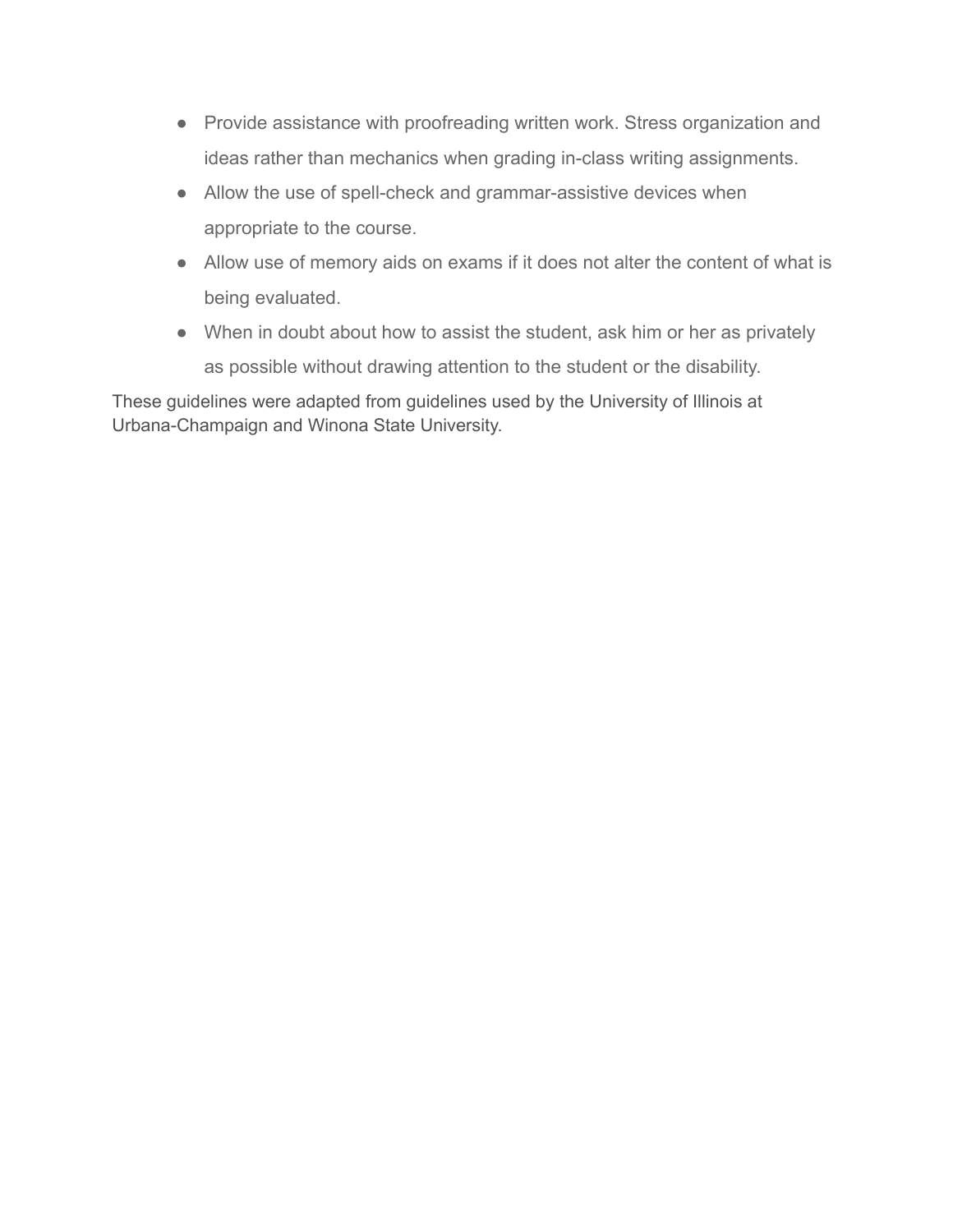- Provide assistance with proofreading written work. Stress organization and ideas rather than mechanics when grading in-class writing assignments.
- Allow the use of spell-check and grammar-assistive devices when appropriate to the course.
- Allow use of memory aids on exams if it does not alter the content of what is being evaluated.
- When in doubt about how to assist the student, ask him or her as privately as possible without drawing attention to the student or the disability.

These guidelines were adapted from guidelines used by the University of Illinois at Urbana-Champaign and Winona State University.